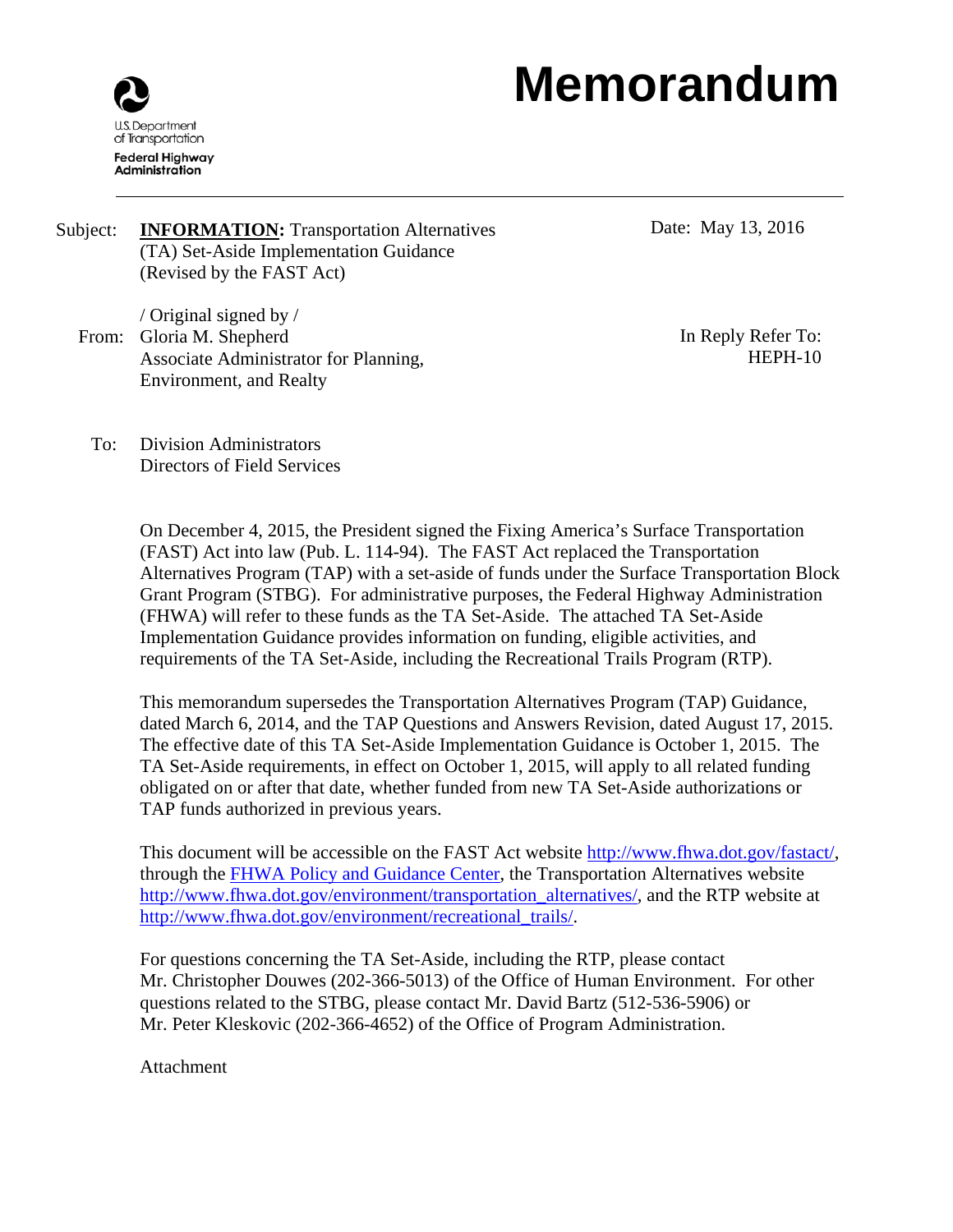U.S. Department of Transportation
Federal Highway Administration

# Memorandum

Subject: **INFORMATION:** Transportation Alternatives (TA) Set-Aside Implementation Guidance (Revised by the FAST Act)

Date: May 13, 2016

/ Original signed by /

From: Gloria M. Shepherd
Associate Administrator for Planning, Environment, and Realty

In Reply Refer To: HEPH-10

To: Division Administrators
Directors of Field Services

On December 4, 2015, the President signed the Fixing America's Surface Transportation (FAST) Act into law (Pub. L. 114-94). The FAST Act replaced the Transportation Alternatives Program (TAP) with a set-aside of funds under the Surface Transportation Block Grant Program (STBG). For administrative purposes, the Federal Highway Administration (FHWA) will refer to these funds as the TA Set-Aside. The attached TA Set-Aside Implementation Guidance provides information on funding, eligible activities, and requirements of the TA Set-Aside, including the Recreational Trails Program (RTP).

This memorandum supersedes the Transportation Alternatives Program (TAP) Guidance, dated March 6, 2014, and the TAP Questions and Answers Revision, dated August 17, 2015. The effective date of this TA Set-Aside Implementation Guidance is October 1, 2015. The TA Set-Aside requirements, in effect on October 1, 2015, will apply to all related funding obligated on or after that date, whether funded from new TA Set-Aside authorizations or TAP funds authorized in previous years.

This document will be accessible on the FAST Act website http://www.fhwa.dot.gov/fastact/, through the FHWA Policy and Guidance Center, the Transportation Alternatives website http://www.fhwa.dot.gov/environment/transportation_alternatives/, and the RTP website at http://www.fhwa.dot.gov/environment/recreational_trails/.

For questions concerning the TA Set-Aside, including the RTP, please contact Mr. Christopher Douwes (202-366-5013) of the Office of Human Environment. For other questions related to the STBG, please contact Mr. David Bartz (512-536-5906) or Mr. Peter Kleskovic (202-366-4652) of the Office of Program Administration.

Attachment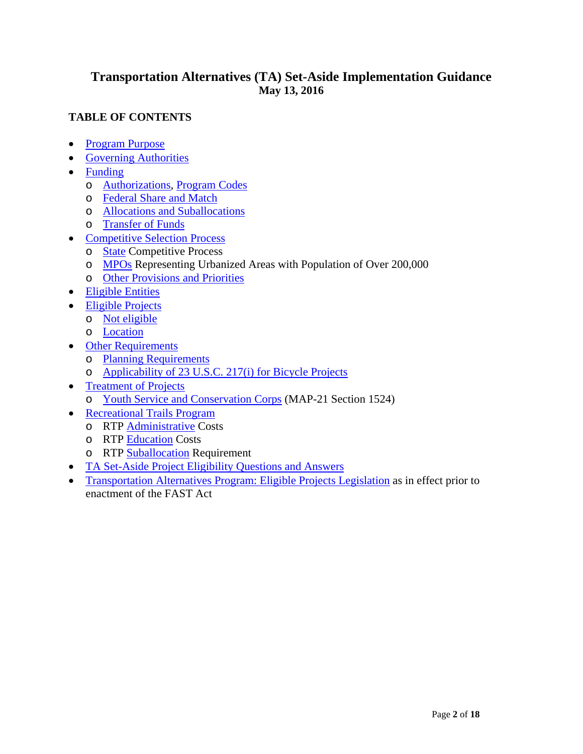# Transportation Alternatives (TA) Set-Aside Implementation Guidance

**May 13, 2016**

**TABLE OF CONTENTS**

- Program Purpose
- Governing Authorities
- Funding
  - Authorizations, Program Codes
  - Federal Share and Match
  - Allocations and Suballocations
  - Transfer of Funds
- Competitive Selection Process
  - State Competitive Process
  - MPOs Representing Urbanized Areas with Population of Over 200,000
  - Other Provisions and Priorities
- Eligible Entities
- Eligible Projects
  - Not eligible
  - Location
- Other Requirements
  - Planning Requirements
  - Applicability of 23 U.S.C. 217(i) for Bicycle Projects
- Treatment of Projects
  - Youth Service and Conservation Corps (MAP-21 Section 1524)
- Recreational Trails Program
  - RTP Administrative Costs
  - RTP Education Costs
  - RTP Suballocation Requirement
- TA Set-Aside Project Eligibility Questions and Answers
- Transportation Alternatives Program: Eligible Projects Legislation as in effect prior to enactment of the FAST Act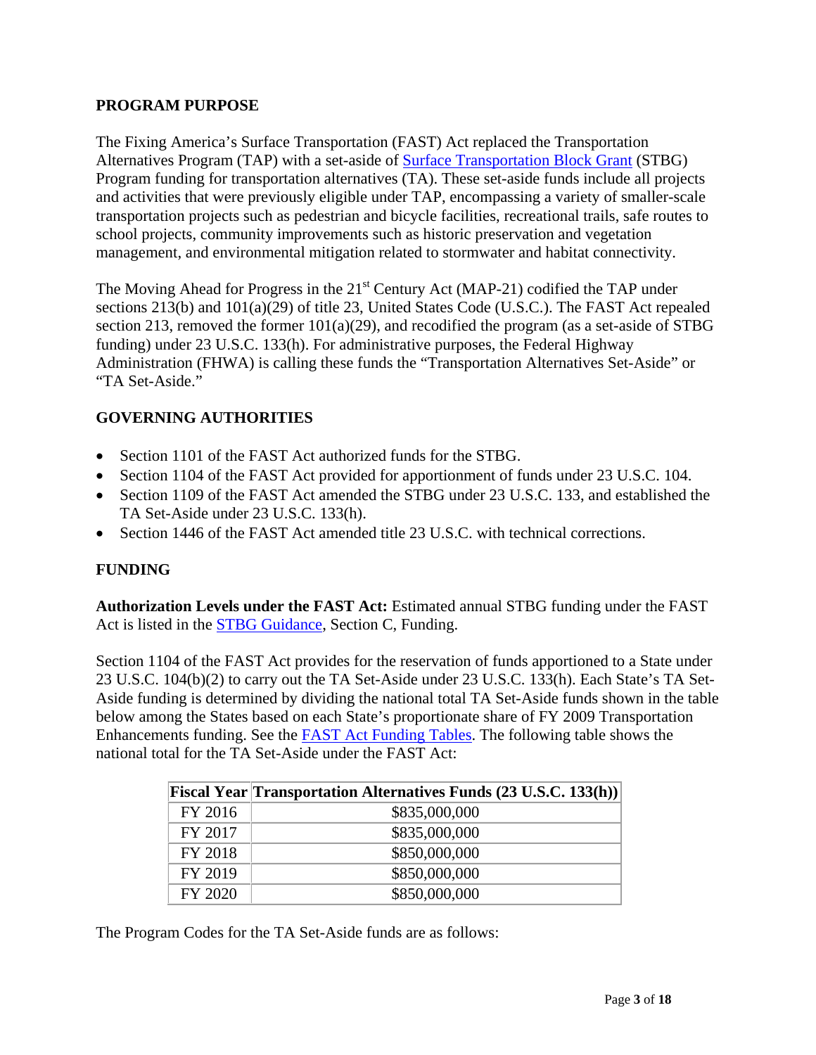## PROGRAM PURPOSE

The Fixing America's Surface Transportation (FAST) Act replaced the Transportation Alternatives Program (TAP) with a set-aside of Surface Transportation Block Grant (STBG) Program funding for transportation alternatives (TA). These set-aside funds include all projects and activities that were previously eligible under TAP, encompassing a variety of smaller-scale transportation projects such as pedestrian and bicycle facilities, recreational trails, safe routes to school projects, community improvements such as historic preservation and vegetation management, and environmental mitigation related to stormwater and habitat connectivity.

The Moving Ahead for Progress in the 21st Century Act (MAP-21) codified the TAP under sections 213(b) and 101(a)(29) of title 23, United States Code (U.S.C.). The FAST Act repealed section 213, removed the former 101(a)(29), and recodified the program (as a set-aside of STBG funding) under 23 U.S.C. 133(h). For administrative purposes, the Federal Highway Administration (FHWA) is calling these funds the "Transportation Alternatives Set-Aside" or "TA Set-Aside."

## GOVERNING AUTHORITIES

- Section 1101 of the FAST Act authorized funds for the STBG.
- Section 1104 of the FAST Act provided for apportionment of funds under 23 U.S.C. 104.
- Section 1109 of the FAST Act amended the STBG under 23 U.S.C. 133, and established the TA Set-Aside under 23 U.S.C. 133(h).
- Section 1446 of the FAST Act amended title 23 U.S.C. with technical corrections.

## FUNDING

**Authorization Levels under the FAST Act:** Estimated annual STBG funding under the FAST Act is listed in the STBG Guidance, Section C, Funding.

Section 1104 of the FAST Act provides for the reservation of funds apportioned to a State under 23 U.S.C. 104(b)(2) to carry out the TA Set-Aside under 23 U.S.C. 133(h). Each State's TA Set-Aside funding is determined by dividing the national total TA Set-Aside funds shown in the table below among the States based on each State's proportionate share of FY 2009 Transportation Enhancements funding. See the FAST Act Funding Tables. The following table shows the national total for the TA Set-Aside under the FAST Act:

| Fiscal Year | Transportation Alternatives Funds (23 U.S.C. 133(h)) |
|---|---|
| FY 2016 | $835,000,000 |
| FY 2017 | $835,000,000 |
| FY 2018 | $850,000,000 |
| FY 2019 | $850,000,000 |
| FY 2020 | $850,000,000 |

The Program Codes for the TA Set-Aside funds are as follows: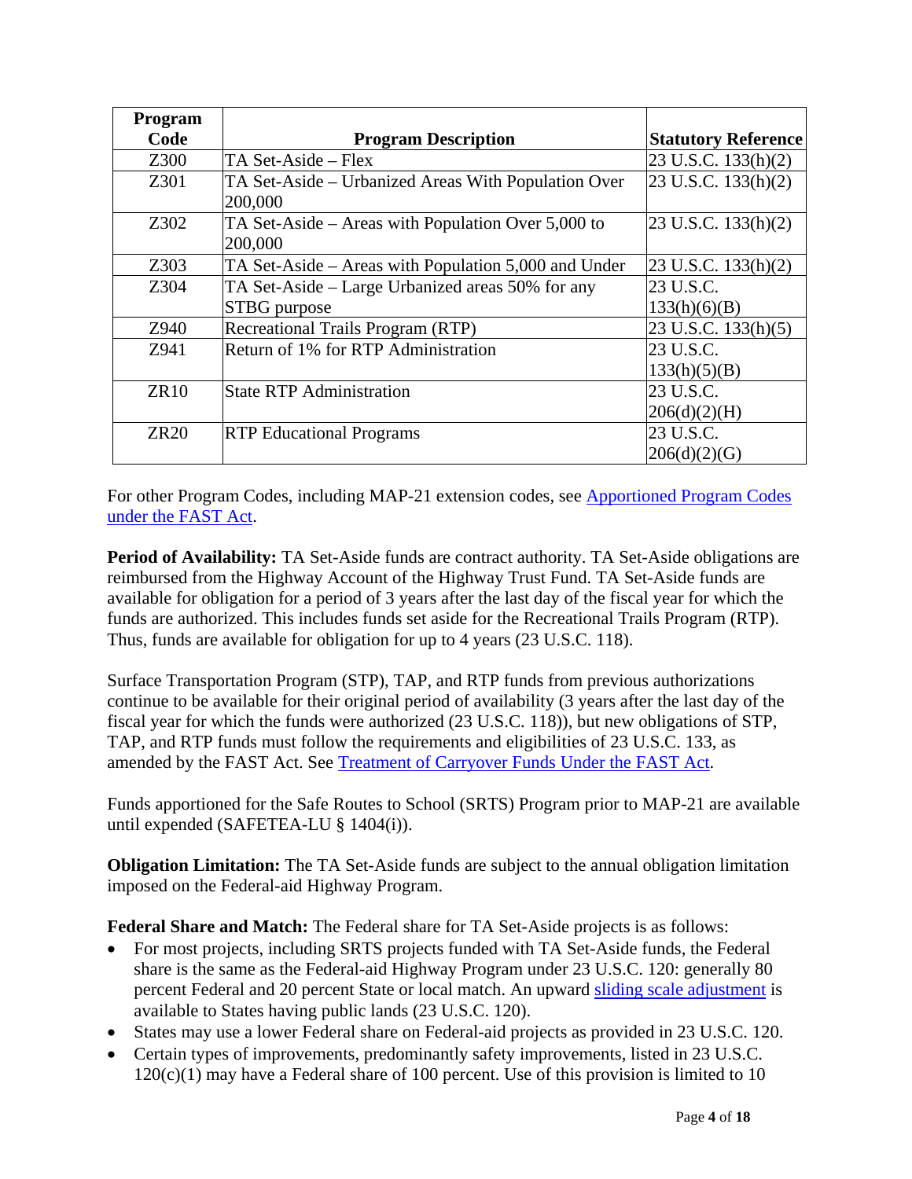| Program Code | Program Description | Statutory Reference |
|---|---|---|
| Z300 | TA Set-Aside – Flex | 23 U.S.C. 133(h)(2) |
| Z301 | TA Set-Aside – Urbanized Areas With Population Over 200,000 | 23 U.S.C. 133(h)(2) |
| Z302 | TA Set-Aside – Areas with Population Over 5,000 to 200,000 | 23 U.S.C. 133(h)(2) |
| Z303 | TA Set-Aside – Areas with Population 5,000 and Under | 23 U.S.C. 133(h)(2) |
| Z304 | TA Set-Aside – Large Urbanized areas 50% for any STBG purpose | 23 U.S.C. 133(h)(6)(B) |
| Z940 | Recreational Trails Program (RTP) | 23 U.S.C. 133(h)(5) |
| Z941 | Return of 1% for RTP Administration | 23 U.S.C. 133(h)(5)(B) |
| ZR10 | State RTP Administration | 23 U.S.C. 206(d)(2)(H) |
| ZR20 | RTP Educational Programs | 23 U.S.C. 206(d)(2)(G) |

For other Program Codes, including MAP-21 extension codes, see Apportioned Program Codes under the FAST Act.

**Period of Availability:** TA Set-Aside funds are contract authority. TA Set-Aside obligations are reimbursed from the Highway Account of the Highway Trust Fund. TA Set-Aside funds are available for obligation for a period of 3 years after the last day of the fiscal year for which the funds are authorized. This includes funds set aside for the Recreational Trails Program (RTP). Thus, funds are available for obligation for up to 4 years (23 U.S.C. 118).

Surface Transportation Program (STP), TAP, and RTP funds from previous authorizations continue to be available for their original period of availability (3 years after the last day of the fiscal year for which the funds were authorized (23 U.S.C. 118)), but new obligations of STP, TAP, and RTP funds must follow the requirements and eligibilities of 23 U.S.C. 133, as amended by the FAST Act. See Treatment of Carryover Funds Under the FAST Act.

Funds apportioned for the Safe Routes to School (SRTS) Program prior to MAP-21 are available until expended (SAFETEA-LU § 1404(i)).

**Obligation Limitation:** The TA Set-Aside funds are subject to the annual obligation limitation imposed on the Federal-aid Highway Program.

**Federal Share and Match:** The Federal share for TA Set-Aside projects is as follows:

- For most projects, including SRTS projects funded with TA Set-Aside funds, the Federal share is the same as the Federal-aid Highway Program under 23 U.S.C. 120: generally 80 percent Federal and 20 percent State or local match. An upward sliding scale adjustment is available to States having public lands (23 U.S.C. 120).
- States may use a lower Federal share on Federal-aid projects as provided in 23 U.S.C. 120.
- Certain types of improvements, predominantly safety improvements, listed in 23 U.S.C. 120(c)(1) may have a Federal share of 100 percent. Use of this provision is limited to 10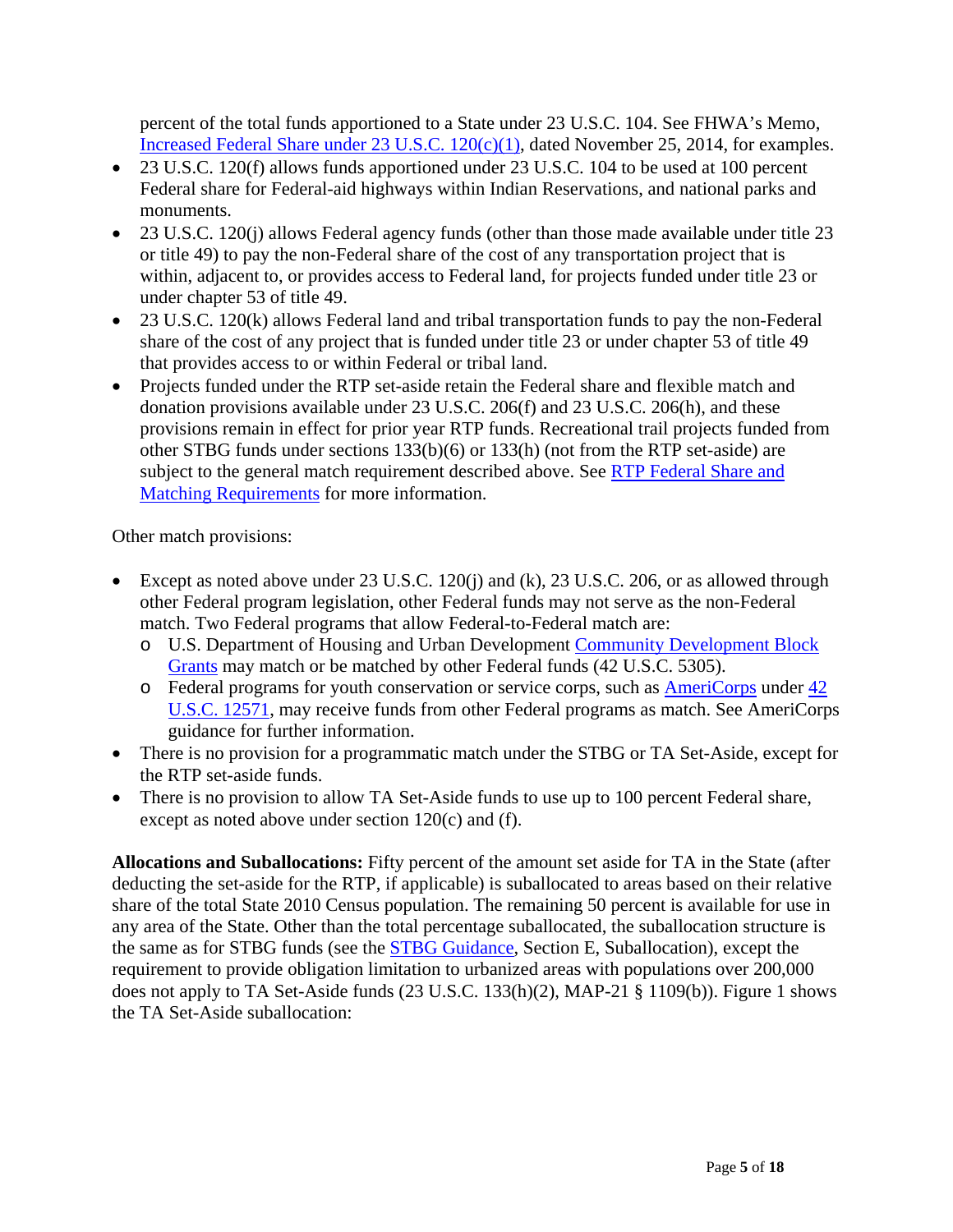percent of the total funds apportioned to a State under 23 U.S.C. 104. See FHWA's Memo, Increased Federal Share under 23 U.S.C. 120(c)(1), dated November 25, 2014, for examples.

- 23 U.S.C. 120(f) allows funds apportioned under 23 U.S.C. 104 to be used at 100 percent Federal share for Federal-aid highways within Indian Reservations, and national parks and monuments.
- 23 U.S.C. 120(j) allows Federal agency funds (other than those made available under title 23 or title 49) to pay the non-Federal share of the cost of any transportation project that is within, adjacent to, or provides access to Federal land, for projects funded under title 23 or under chapter 53 of title 49.
- 23 U.S.C. 120(k) allows Federal land and tribal transportation funds to pay the non-Federal share of the cost of any project that is funded under title 23 or under chapter 53 of title 49 that provides access to or within Federal or tribal land.
- Projects funded under the RTP set-aside retain the Federal share and flexible match and donation provisions available under 23 U.S.C. 206(f) and 23 U.S.C. 206(h), and these provisions remain in effect for prior year RTP funds. Recreational trail projects funded from other STBG funds under sections 133(b)(6) or 133(h) (not from the RTP set-aside) are subject to the general match requirement described above. See RTP Federal Share and Matching Requirements for more information.

Other match provisions:

- Except as noted above under 23 U.S.C. 120(j) and (k), 23 U.S.C. 206, or as allowed through other Federal program legislation, other Federal funds may not serve as the non-Federal match. Two Federal programs that allow Federal-to-Federal match are:
  - U.S. Department of Housing and Urban Development Community Development Block Grants may match or be matched by other Federal funds (42 U.S.C. 5305).
  - Federal programs for youth conservation or service corps, such as AmeriCorps under 42 U.S.C. 12571, may receive funds from other Federal programs as match. See AmeriCorps guidance for further information.
- There is no provision for a programmatic match under the STBG or TA Set-Aside, except for the RTP set-aside funds.
- There is no provision to allow TA Set-Aside funds to use up to 100 percent Federal share, except as noted above under section 120(c) and (f).

**Allocations and Suballocations:** Fifty percent of the amount set aside for TA in the State (after deducting the set-aside for the RTP, if applicable) is suballocated to areas based on their relative share of the total State 2010 Census population. The remaining 50 percent is available for use in any area of the State. Other than the total percentage suballocated, the suballocation structure is the same as for STBG funds (see the STBG Guidance, Section E, Suballocation), except the requirement to provide obligation limitation to urbanized areas with populations over 200,000 does not apply to TA Set-Aside funds (23 U.S.C. 133(h)(2), MAP-21 § 1109(b)). Figure 1 shows the TA Set-Aside suballocation: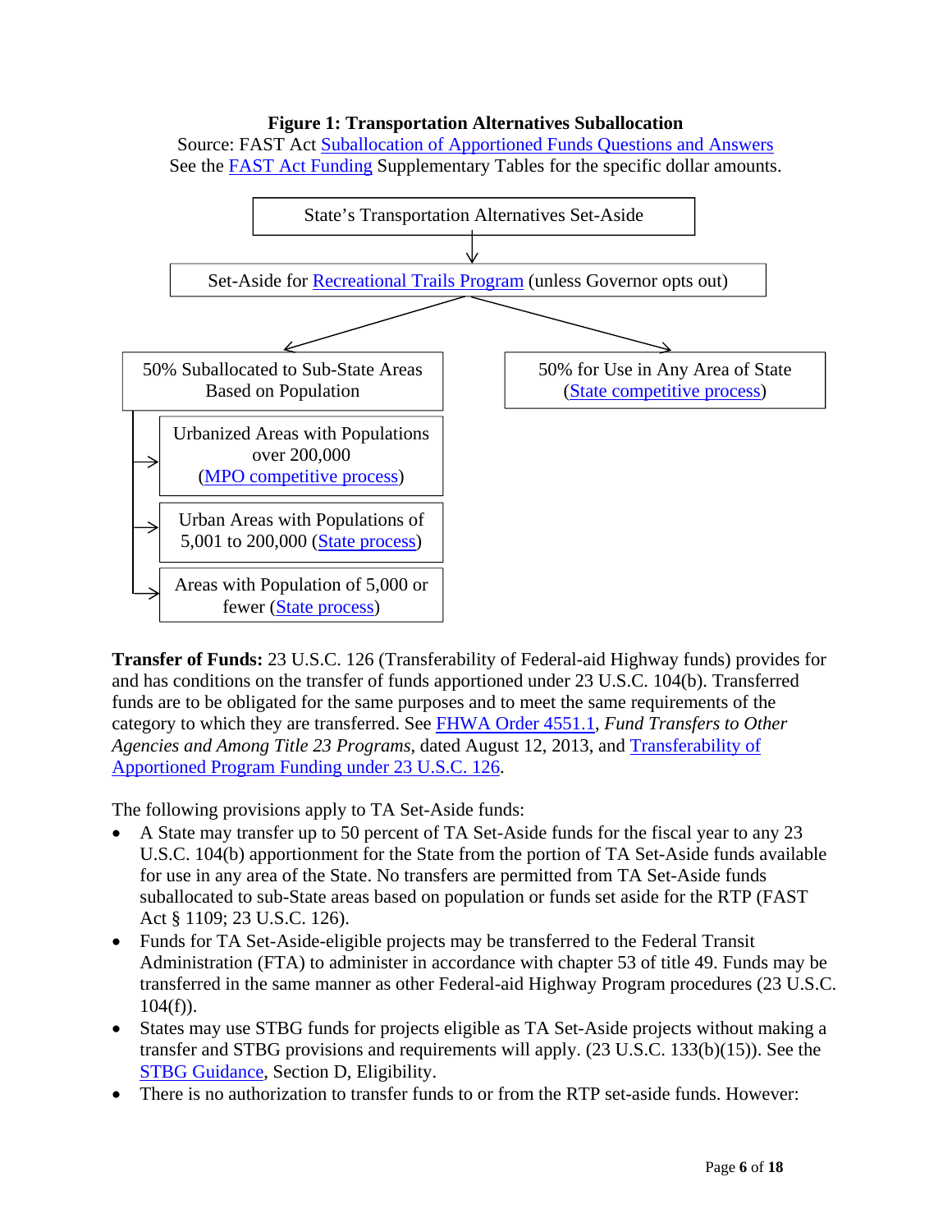**Figure 1: Transportation Alternatives Suballocation**

Source: FAST Act Suballocation of Apportioned Funds Questions and Answers

See the FAST Act Funding Supplementary Tables for the specific dollar amounts.

- State's Transportation Alternatives Set-Aside
  - Set-Aside for Recreational Trails Program (unless Governor opts out)
    - 50% Suballocated to Sub-State Areas Based on Population
      - Urbanized Areas with Populations over 200,000 (MPO competitive process)
      - Urban Areas with Populations of 5,001 to 200,000 (State process)
      - Areas with Population of 5,000 or fewer (State process)
    - 50% for Use in Any Area of State (State competitive process)

**Transfer of Funds:** 23 U.S.C. 126 (Transferability of Federal-aid Highway funds) provides for and has conditions on the transfer of funds apportioned under 23 U.S.C. 104(b). Transferred funds are to be obligated for the same purposes and to meet the same requirements of the category to which they are transferred. See FHWA Order 4551.1, *Fund Transfers to Other Agencies and Among Title 23 Programs*, dated August 12, 2013, and Transferability of Apportioned Program Funding under 23 U.S.C. 126.

The following provisions apply to TA Set-Aside funds:

- A State may transfer up to 50 percent of TA Set-Aside funds for the fiscal year to any 23 U.S.C. 104(b) apportionment for the State from the portion of TA Set-Aside funds available for use in any area of the State. No transfers are permitted from TA Set-Aside funds suballocated to sub-State areas based on population or funds set aside for the RTP (FAST Act § 1109; 23 U.S.C. 126).
- Funds for TA Set-Aside-eligible projects may be transferred to the Federal Transit Administration (FTA) to administer in accordance with chapter 53 of title 49. Funds may be transferred in the same manner as other Federal-aid Highway Program procedures (23 U.S.C. 104(f)).
- States may use STBG funds for projects eligible as TA Set-Aside projects without making a transfer and STBG provisions and requirements will apply. (23 U.S.C. 133(b)(15)). See the STBG Guidance, Section D, Eligibility.
- There is no authorization to transfer funds to or from the RTP set-aside funds. However: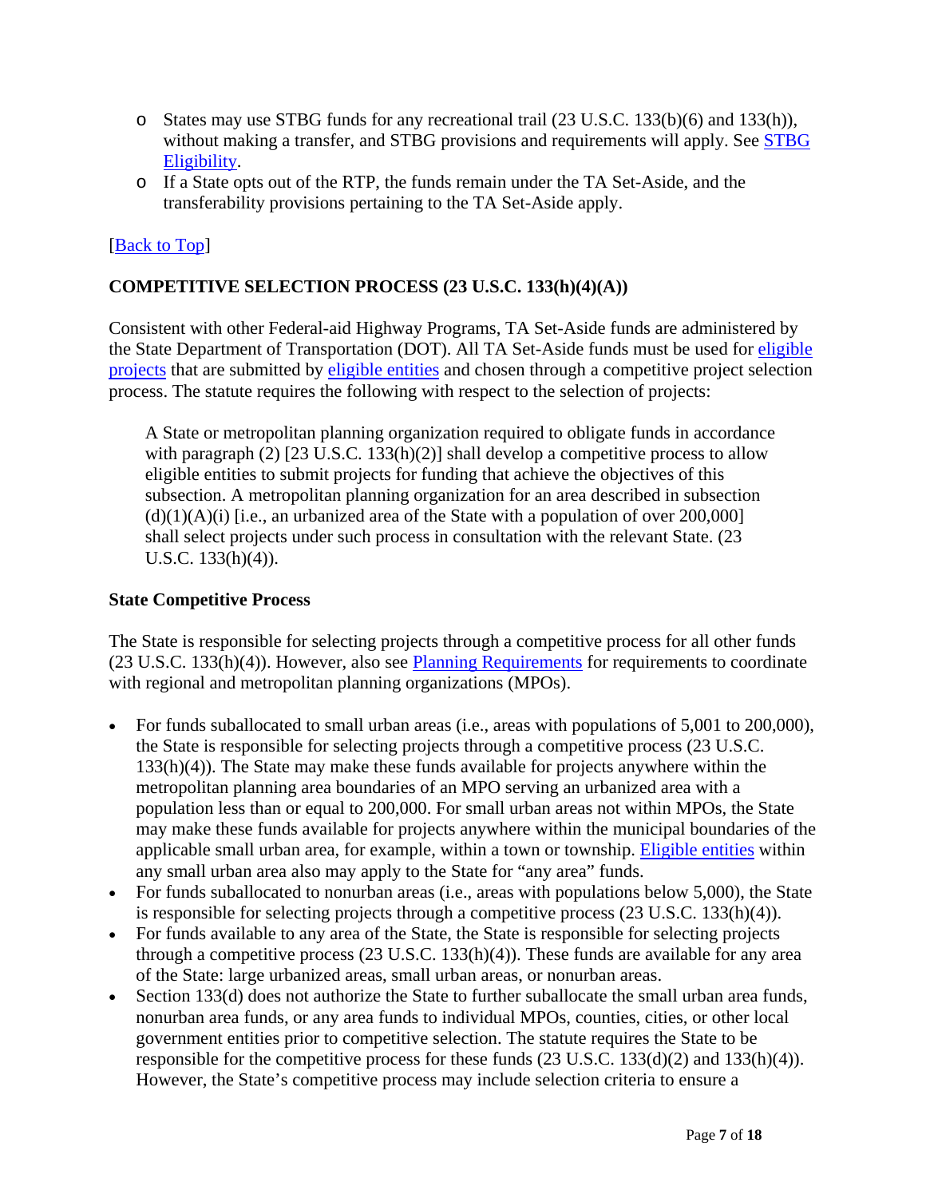- States may use STBG funds for any recreational trail (23 U.S.C. 133(b)(6) and 133(h)), without making a transfer, and STBG provisions and requirements will apply. See STBG Eligibility.
- If a State opts out of the RTP, the funds remain under the TA Set-Aside, and the transferability provisions pertaining to the TA Set-Aside apply.

[Back to Top]

### COMPETITIVE SELECTION PROCESS (23 U.S.C. 133(h)(4)(A))

Consistent with other Federal-aid Highway Programs, TA Set-Aside funds are administered by the State Department of Transportation (DOT). All TA Set-Aside funds must be used for eligible projects that are submitted by eligible entities and chosen through a competitive project selection process. The statute requires the following with respect to the selection of projects:

> A State or metropolitan planning organization required to obligate funds in accordance with paragraph (2) [23 U.S.C. 133(h)(2)] shall develop a competitive process to allow eligible entities to submit projects for funding that achieve the objectives of this subsection. A metropolitan planning organization for an area described in subsection (d)(1)(A)(i) [i.e., an urbanized area of the State with a population of over 200,000] shall select projects under such process in consultation with the relevant State. (23 U.S.C. 133(h)(4)).

#### State Competitive Process

The State is responsible for selecting projects through a competitive process for all other funds (23 U.S.C. 133(h)(4)). However, also see Planning Requirements for requirements to coordinate with regional and metropolitan planning organizations (MPOs).

- For funds suballocated to small urban areas (i.e., areas with populations of 5,001 to 200,000), the State is responsible for selecting projects through a competitive process (23 U.S.C. 133(h)(4)). The State may make these funds available for projects anywhere within the metropolitan planning area boundaries of an MPO serving an urbanized area with a population less than or equal to 200,000. For small urban areas not within MPOs, the State may make these funds available for projects anywhere within the municipal boundaries of the applicable small urban area, for example, within a town or township. Eligible entities within any small urban area also may apply to the State for "any area" funds.
- For funds suballocated to nonurban areas (i.e., areas with populations below 5,000), the State is responsible for selecting projects through a competitive process (23 U.S.C. 133(h)(4)).
- For funds available to any area of the State, the State is responsible for selecting projects through a competitive process (23 U.S.C. 133(h)(4)). These funds are available for any area of the State: large urbanized areas, small urban areas, or nonurban areas.
- Section 133(d) does not authorize the State to further suballocate the small urban area funds, nonurban area funds, or any area funds to individual MPOs, counties, cities, or other local government entities prior to competitive selection. The statute requires the State to be responsible for the competitive process for these funds (23 U.S.C. 133(d)(2) and 133(h)(4)). However, the State's competitive process may include selection criteria to ensure a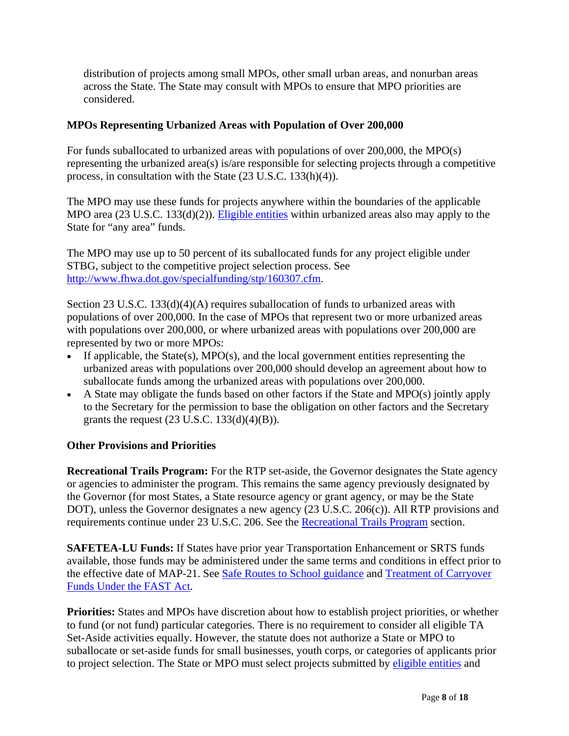distribution of projects among small MPOs, other small urban areas, and nonurban areas across the State. The State may consult with MPOs to ensure that MPO priorities are considered.

**MPOs Representing Urbanized Areas with Population of Over 200,000**

For funds suballocated to urbanized areas with populations of over 200,000, the MPO(s) representing the urbanized area(s) is/are responsible for selecting projects through a competitive process, in consultation with the State (23 U.S.C. 133(h)(4)).

The MPO may use these funds for projects anywhere within the boundaries of the applicable MPO area (23 U.S.C. 133(d)(2)). Eligible entities within urbanized areas also may apply to the State for "any area" funds.

The MPO may use up to 50 percent of its suballocated funds for any project eligible under STBG, subject to the competitive project selection process. See http://www.fhwa.dot.gov/specialfunding/stp/160307.cfm.

Section 23 U.S.C. 133(d)(4)(A) requires suballocation of funds to urbanized areas with populations of over 200,000. In the case of MPOs that represent two or more urbanized areas with populations over 200,000, or where urbanized areas with populations over 200,000 are represented by two or more MPOs:

- If applicable, the State(s), MPO(s), and the local government entities representing the urbanized areas with populations over 200,000 should develop an agreement about how to suballocate funds among the urbanized areas with populations over 200,000.
- A State may obligate the funds based on other factors if the State and MPO(s) jointly apply to the Secretary for the permission to base the obligation on other factors and the Secretary grants the request (23 U.S.C. 133(d)(4)(B)).

**Other Provisions and Priorities**

**Recreational Trails Program:** For the RTP set-aside, the Governor designates the State agency or agencies to administer the program. This remains the same agency previously designated by the Governor (for most States, a State resource agency or grant agency, or may be the State DOT), unless the Governor designates a new agency (23 U.S.C. 206(c)). All RTP provisions and requirements continue under 23 U.S.C. 206. See the Recreational Trails Program section.

**SAFETEA-LU Funds:** If States have prior year Transportation Enhancement or SRTS funds available, those funds may be administered under the same terms and conditions in effect prior to the effective date of MAP-21. See Safe Routes to School guidance and Treatment of Carryover Funds Under the FAST Act.

**Priorities:** States and MPOs have discretion about how to establish project priorities, or whether to fund (or not fund) particular categories. There is no requirement to consider all eligible TA Set-Aside activities equally. However, the statute does not authorize a State or MPO to suballocate or set-aside funds for small businesses, youth corps, or categories of applicants prior to project selection. The State or MPO must select projects submitted by eligible entities and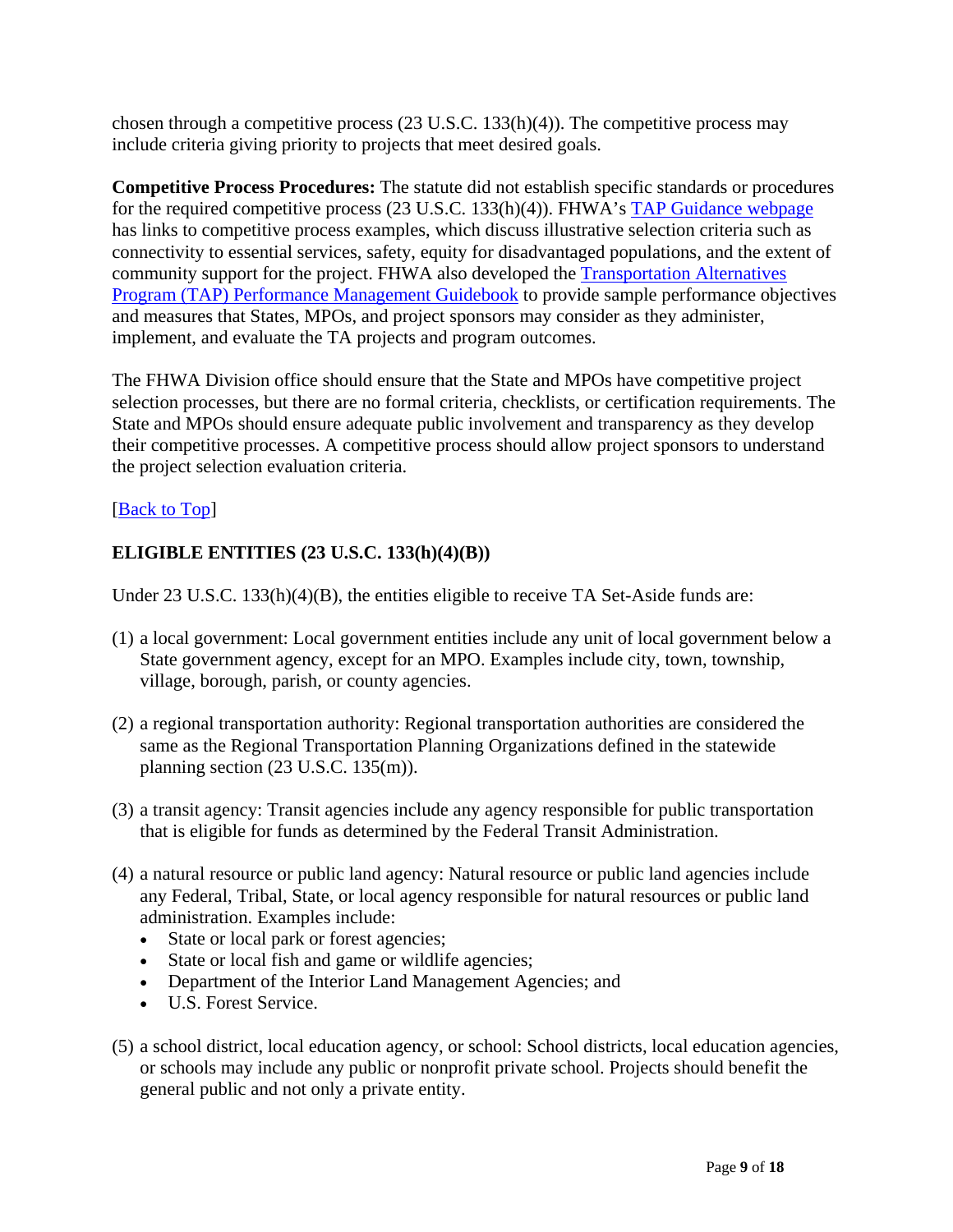chosen through a competitive process (23 U.S.C. 133(h)(4)). The competitive process may include criteria giving priority to projects that meet desired goals.

**Competitive Process Procedures:** The statute did not establish specific standards or procedures for the required competitive process (23 U.S.C. 133(h)(4)). FHWA's [TAP Guidance webpage](#) has links to competitive process examples, which discuss illustrative selection criteria such as connectivity to essential services, safety, equity for disadvantaged populations, and the extent of community support for the project. FHWA also developed the [Transportation Alternatives Program (TAP) Performance Management Guidebook](#) to provide sample performance objectives and measures that States, MPOs, and project sponsors may consider as they administer, implement, and evaluate the TA projects and program outcomes.

The FHWA Division office should ensure that the State and MPOs have competitive project selection processes, but there are no formal criteria, checklists, or certification requirements. The State and MPOs should ensure adequate public involvement and transparency as they develop their competitive processes. A competitive process should allow project sponsors to understand the project selection evaluation criteria.

[[Back to Top](#)]

## ELIGIBLE ENTITIES (23 U.S.C. 133(h)(4)(B))

Under 23 U.S.C. 133(h)(4)(B), the entities eligible to receive TA Set-Aside funds are:

(1) a local government: Local government entities include any unit of local government below a State government agency, except for an MPO. Examples include city, town, township, village, borough, parish, or county agencies.

(2) a regional transportation authority: Regional transportation authorities are considered the same as the Regional Transportation Planning Organizations defined in the statewide planning section (23 U.S.C. 135(m)).

(3) a transit agency: Transit agencies include any agency responsible for public transportation that is eligible for funds as determined by the Federal Transit Administration.

(4) a natural resource or public land agency: Natural resource or public land agencies include any Federal, Tribal, State, or local agency responsible for natural resources or public land administration. Examples include:
- State or local park or forest agencies;
- State or local fish and game or wildlife agencies;
- Department of the Interior Land Management Agencies; and
- U.S. Forest Service.

(5) a school district, local education agency, or school: School districts, local education agencies, or schools may include any public or nonprofit private school. Projects should benefit the general public and not only a private entity.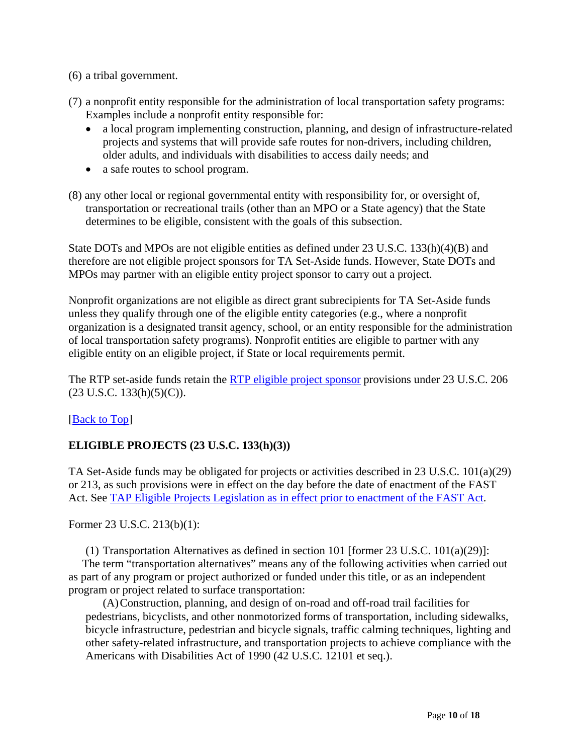(6) a tribal government.

(7) a nonprofit entity responsible for the administration of local transportation safety programs: Examples include a nonprofit entity responsible for:

- a local program implementing construction, planning, and design of infrastructure-related projects and systems that will provide safe routes for non-drivers, including children, older adults, and individuals with disabilities to access daily needs; and
- a safe routes to school program.

(8) any other local or regional governmental entity with responsibility for, or oversight of, transportation or recreational trails (other than an MPO or a State agency) that the State determines to be eligible, consistent with the goals of this subsection.

State DOTs and MPOs are not eligible entities as defined under 23 U.S.C. 133(h)(4)(B) and therefore are not eligible project sponsors for TA Set-Aside funds. However, State DOTs and MPOs may partner with an eligible entity project sponsor to carry out a project.

Nonprofit organizations are not eligible as direct grant subrecipients for TA Set-Aside funds unless they qualify through one of the eligible entity categories (e.g., where a nonprofit organization is a designated transit agency, school, or an entity responsible for the administration of local transportation safety programs). Nonprofit entities are eligible to partner with any eligible entity on an eligible project, if State or local requirements permit.

The RTP set-aside funds retain the RTP eligible project sponsor provisions under 23 U.S.C. 206 (23 U.S.C. 133(h)(5)(C)).

[Back to Top]

**ELIGIBLE PROJECTS (23 U.S.C. 133(h)(3))**

TA Set-Aside funds may be obligated for projects or activities described in 23 U.S.C. 101(a)(29) or 213, as such provisions were in effect on the day before the date of enactment of the FAST Act. See TAP Eligible Projects Legislation as in effect prior to enactment of the FAST Act.

Former 23 U.S.C. 213(b)(1):

(1) Transportation Alternatives as defined in section 101 [former 23 U.S.C. 101(a)(29)]:
The term "transportation alternatives" means any of the following activities when carried out as part of any program or project authorized or funded under this title, or as an independent program or project related to surface transportation:

(A) Construction, planning, and design of on-road and off-road trail facilities for pedestrians, bicyclists, and other nonmotorized forms of transportation, including sidewalks, bicycle infrastructure, pedestrian and bicycle signals, traffic calming techniques, lighting and other safety-related infrastructure, and transportation projects to achieve compliance with the Americans with Disabilities Act of 1990 (42 U.S.C. 12101 et seq.).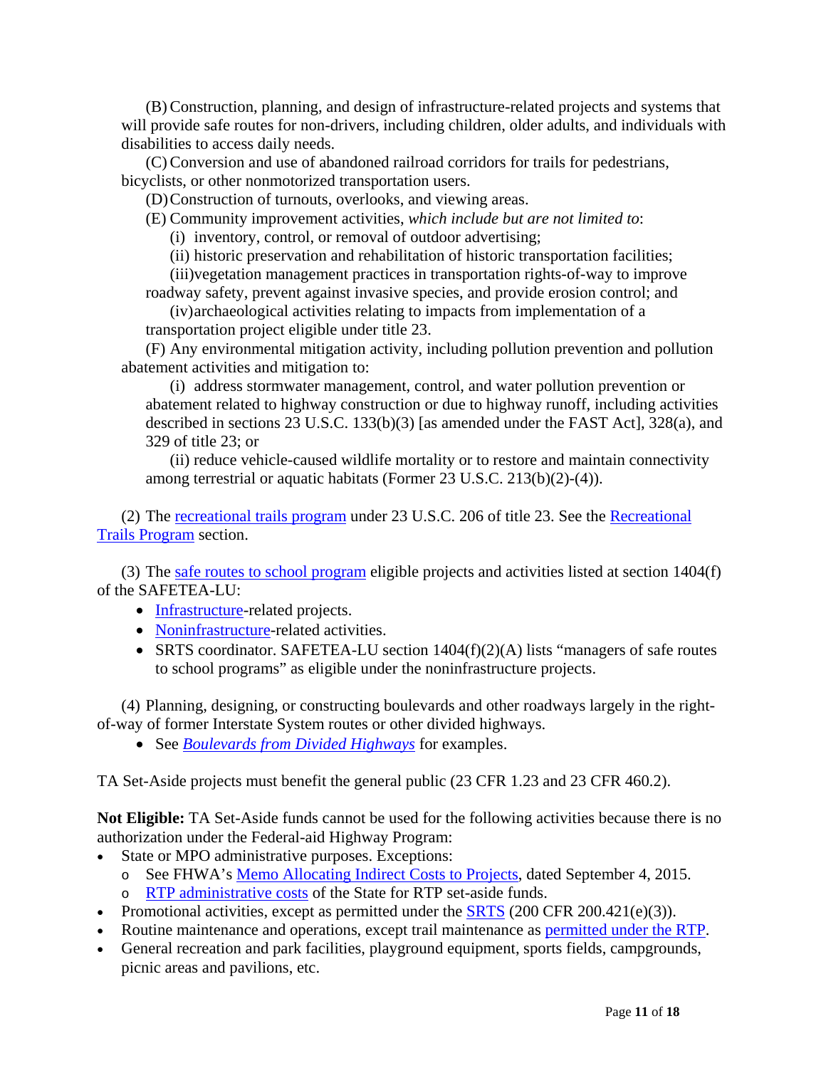(B) Construction, planning, and design of infrastructure-related projects and systems that will provide safe routes for non-drivers, including children, older adults, and individuals with disabilities to access daily needs.

(C) Conversion and use of abandoned railroad corridors for trails for pedestrians, bicyclists, or other nonmotorized transportation users.

(D) Construction of turnouts, overlooks, and viewing areas.

(E) Community improvement activities, *which include but are not limited to*:

(i) inventory, control, or removal of outdoor advertising;

(ii) historic preservation and rehabilitation of historic transportation facilities;

(iii) vegetation management practices in transportation rights-of-way to improve roadway safety, prevent against invasive species, and provide erosion control; and

(iv) archaeological activities relating to impacts from implementation of a transportation project eligible under title 23.

(F) Any environmental mitigation activity, including pollution prevention and pollution abatement activities and mitigation to:

(i) address stormwater management, control, and water pollution prevention or abatement related to highway construction or due to highway runoff, including activities described in sections 23 U.S.C. 133(b)(3) [as amended under the FAST Act], 328(a), and 329 of title 23; or

(ii) reduce vehicle-caused wildlife mortality or to restore and maintain connectivity among terrestrial or aquatic habitats (Former 23 U.S.C. 213(b)(2)-(4)).

(2) The recreational trails program under 23 U.S.C. 206 of title 23. See the Recreational Trails Program section.

(3) The safe routes to school program eligible projects and activities listed at section 1404(f) of the SAFETEA-LU:

- Infrastructure-related projects.
- Noninfrastructure-related activities.
- SRTS coordinator. SAFETEA-LU section 1404(f)(2)(A) lists "managers of safe routes to school programs" as eligible under the noninfrastructure projects.

(4) Planning, designing, or constructing boulevards and other roadways largely in the right-of-way of former Interstate System routes or other divided highways.

- See *Boulevards from Divided Highways* for examples.

TA Set-Aside projects must benefit the general public (23 CFR 1.23 and 23 CFR 460.2).

**Not Eligible:** TA Set-Aside funds cannot be used for the following activities because there is no authorization under the Federal-aid Highway Program:

- State or MPO administrative purposes. Exceptions:
  - See FHWA's Memo Allocating Indirect Costs to Projects, dated September 4, 2015.
  - RTP administrative costs of the State for RTP set-aside funds.
- Promotional activities, except as permitted under the SRTS (200 CFR 200.421(e)(3)).
- Routine maintenance and operations, except trail maintenance as permitted under the RTP.
- General recreation and park facilities, playground equipment, sports fields, campgrounds, picnic areas and pavilions, etc.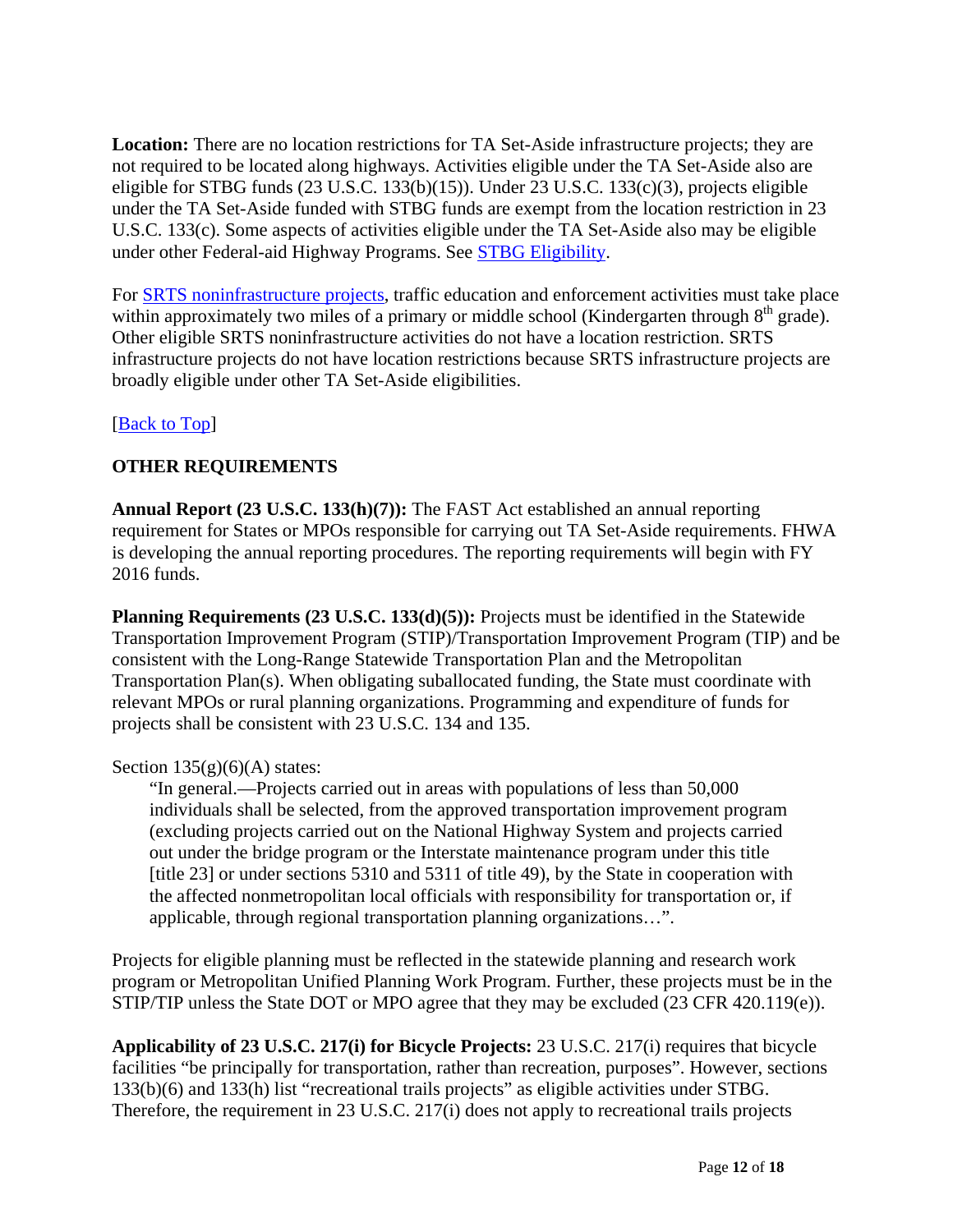**Location:** There are no location restrictions for TA Set-Aside infrastructure projects; they are not required to be located along highways. Activities eligible under the TA Set-Aside also are eligible for STBG funds (23 U.S.C. 133(b)(15)). Under 23 U.S.C. 133(c)(3), projects eligible under the TA Set-Aside funded with STBG funds are exempt from the location restriction in 23 U.S.C. 133(c). Some aspects of activities eligible under the TA Set-Aside also may be eligible under other Federal-aid Highway Programs. See STBG Eligibility.

For SRTS noninfrastructure projects, traffic education and enforcement activities must take place within approximately two miles of a primary or middle school (Kindergarten through 8th grade). Other eligible SRTS noninfrastructure activities do not have a location restriction. SRTS infrastructure projects do not have location restrictions because SRTS infrastructure projects are broadly eligible under other TA Set-Aside eligibilities.

[Back to Top]

**OTHER REQUIREMENTS**

**Annual Report (23 U.S.C. 133(h)(7)):** The FAST Act established an annual reporting requirement for States or MPOs responsible for carrying out TA Set-Aside requirements. FHWA is developing the annual reporting procedures. The reporting requirements will begin with FY 2016 funds.

**Planning Requirements (23 U.S.C. 133(d)(5)):** Projects must be identified in the Statewide Transportation Improvement Program (STIP)/Transportation Improvement Program (TIP) and be consistent with the Long-Range Statewide Transportation Plan and the Metropolitan Transportation Plan(s). When obligating suballocated funding, the State must coordinate with relevant MPOs or rural planning organizations. Programming and expenditure of funds for projects shall be consistent with 23 U.S.C. 134 and 135.

Section 135(g)(6)(A) states:

> "In general.—Projects carried out in areas with populations of less than 50,000 individuals shall be selected, from the approved transportation improvement program (excluding projects carried out on the National Highway System and projects carried out under the bridge program or the Interstate maintenance program under this title [title 23] or under sections 5310 and 5311 of title 49), by the State in cooperation with the affected nonmetropolitan local officials with responsibility for transportation or, if applicable, through regional transportation planning organizations…".

Projects for eligible planning must be reflected in the statewide planning and research work program or Metropolitan Unified Planning Work Program. Further, these projects must be in the STIP/TIP unless the State DOT or MPO agree that they may be excluded (23 CFR 420.119(e)).

**Applicability of 23 U.S.C. 217(i) for Bicycle Projects:** 23 U.S.C. 217(i) requires that bicycle facilities "be principally for transportation, rather than recreation, purposes". However, sections 133(b)(6) and 133(h) list "recreational trails projects" as eligible activities under STBG. Therefore, the requirement in 23 U.S.C. 217(i) does not apply to recreational trails projects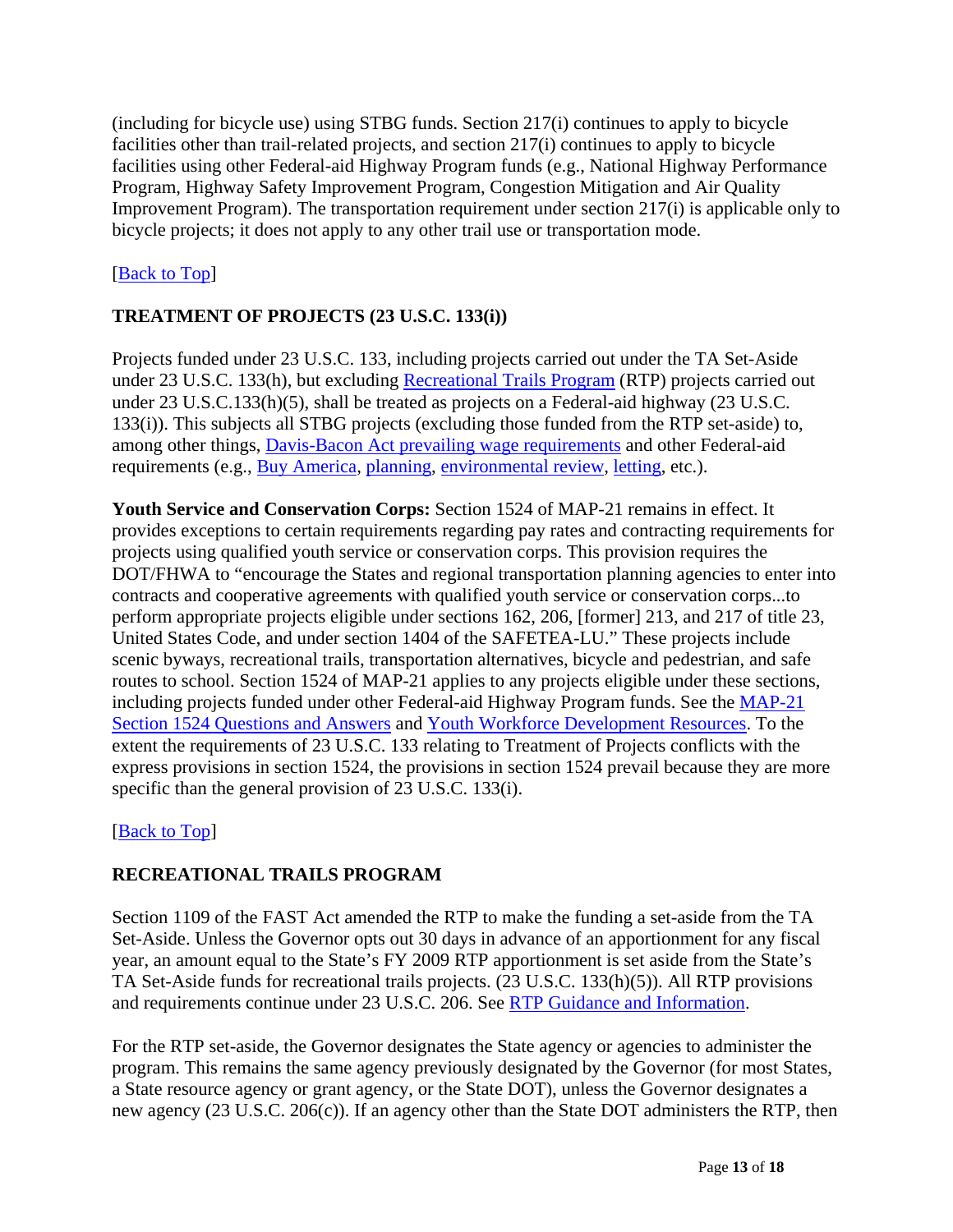(including for bicycle use) using STBG funds. Section 217(i) continues to apply to bicycle facilities other than trail-related projects, and section 217(i) continues to apply to bicycle facilities using other Federal-aid Highway Program funds (e.g., National Highway Performance Program, Highway Safety Improvement Program, Congestion Mitigation and Air Quality Improvement Program). The transportation requirement under section 217(i) is applicable only to bicycle projects; it does not apply to any other trail use or transportation mode.

[Back to Top]

## TREATMENT OF PROJECTS (23 U.S.C. 133(i))

Projects funded under 23 U.S.C. 133, including projects carried out under the TA Set-Aside under 23 U.S.C. 133(h), but excluding Recreational Trails Program (RTP) projects carried out under 23 U.S.C.133(h)(5), shall be treated as projects on a Federal-aid highway (23 U.S.C. 133(i)). This subjects all STBG projects (excluding those funded from the RTP set-aside) to, among other things, Davis-Bacon Act prevailing wage requirements and other Federal-aid requirements (e.g., Buy America, planning, environmental review, letting, etc.).

**Youth Service and Conservation Corps:** Section 1524 of MAP-21 remains in effect. It provides exceptions to certain requirements regarding pay rates and contracting requirements for projects using qualified youth service or conservation corps. This provision requires the DOT/FHWA to "encourage the States and regional transportation planning agencies to enter into contracts and cooperative agreements with qualified youth service or conservation corps...to perform appropriate projects eligible under sections 162, 206, [former] 213, and 217 of title 23, United States Code, and under section 1404 of the SAFETEA-LU." These projects include scenic byways, recreational trails, transportation alternatives, bicycle and pedestrian, and safe routes to school. Section 1524 of MAP-21 applies to any projects eligible under these sections, including projects funded under other Federal-aid Highway Program funds. See the MAP-21 Section 1524 Questions and Answers and Youth Workforce Development Resources. To the extent the requirements of 23 U.S.C. 133 relating to Treatment of Projects conflicts with the express provisions in section 1524, the provisions in section 1524 prevail because they are more specific than the general provision of 23 U.S.C. 133(i).

[Back to Top]

## RECREATIONAL TRAILS PROGRAM

Section 1109 of the FAST Act amended the RTP to make the funding a set-aside from the TA Set-Aside. Unless the Governor opts out 30 days in advance of an apportionment for any fiscal year, an amount equal to the State's FY 2009 RTP apportionment is set aside from the State's TA Set-Aside funds for recreational trails projects. (23 U.S.C. 133(h)(5)). All RTP provisions and requirements continue under 23 U.S.C. 206. See RTP Guidance and Information.

For the RTP set-aside, the Governor designates the State agency or agencies to administer the program. This remains the same agency previously designated by the Governor (for most States, a State resource agency or grant agency, or the State DOT), unless the Governor designates a new agency (23 U.S.C. 206(c)). If an agency other than the State DOT administers the RTP, then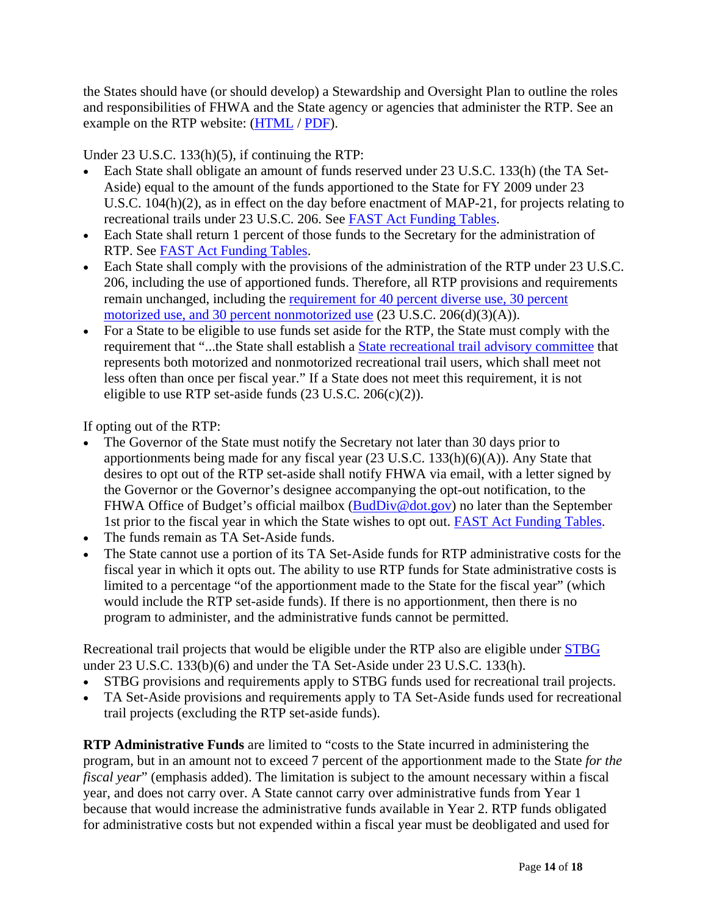the States should have (or should develop) a Stewardship and Oversight Plan to outline the roles and responsibilities of FHWA and the State agency or agencies that administer the RTP. See an example on the RTP website: (HTML / PDF).

Under 23 U.S.C. 133(h)(5), if continuing the RTP:

- Each State shall obligate an amount of funds reserved under 23 U.S.C. 133(h) (the TA Set-Aside) equal to the amount of the funds apportioned to the State for FY 2009 under 23 U.S.C. 104(h)(2), as in effect on the day before enactment of MAP-21, for projects relating to recreational trails under 23 U.S.C. 206. See FAST Act Funding Tables.
- Each State shall return 1 percent of those funds to the Secretary for the administration of RTP. See FAST Act Funding Tables.
- Each State shall comply with the provisions of the administration of the RTP under 23 U.S.C. 206, including the use of apportioned funds. Therefore, all RTP provisions and requirements remain unchanged, including the requirement for 40 percent diverse use, 30 percent motorized use, and 30 percent nonmotorized use (23 U.S.C. 206(d)(3)(A)).
- For a State to be eligible to use funds set aside for the RTP, the State must comply with the requirement that "...the State shall establish a State recreational trail advisory committee that represents both motorized and nonmotorized recreational trail users, which shall meet not less often than once per fiscal year." If a State does not meet this requirement, it is not eligible to use RTP set-aside funds (23 U.S.C. 206(c)(2)).

If opting out of the RTP:

- The Governor of the State must notify the Secretary not later than 30 days prior to apportionments being made for any fiscal year (23 U.S.C. 133(h)(6)(A)). Any State that desires to opt out of the RTP set-aside shall notify FHWA via email, with a letter signed by the Governor or the Governor's designee accompanying the opt-out notification, to the FHWA Office of Budget's official mailbox (BudDiv@dot.gov) no later than the September 1st prior to the fiscal year in which the State wishes to opt out. FAST Act Funding Tables.
- The funds remain as TA Set-Aside funds.
- The State cannot use a portion of its TA Set-Aside funds for RTP administrative costs for the fiscal year in which it opts out. The ability to use RTP funds for State administrative costs is limited to a percentage "of the apportionment made to the State for the fiscal year" (which would include the RTP set-aside funds). If there is no apportionment, then there is no program to administer, and the administrative funds cannot be permitted.

Recreational trail projects that would be eligible under the RTP also are eligible under STBG under 23 U.S.C. 133(b)(6) and under the TA Set-Aside under 23 U.S.C. 133(h).

- STBG provisions and requirements apply to STBG funds used for recreational trail projects.
- TA Set-Aside provisions and requirements apply to TA Set-Aside funds used for recreational trail projects (excluding the RTP set-aside funds).

**RTP Administrative Funds** are limited to "costs to the State incurred in administering the program, but in an amount not to exceed 7 percent of the apportionment made to the State *for the fiscal year*" (emphasis added). The limitation is subject to the amount necessary within a fiscal year, and does not carry over. A State cannot carry over administrative funds from Year 1 because that would increase the administrative funds available in Year 2. RTP funds obligated for administrative costs but not expended within a fiscal year must be deobligated and used for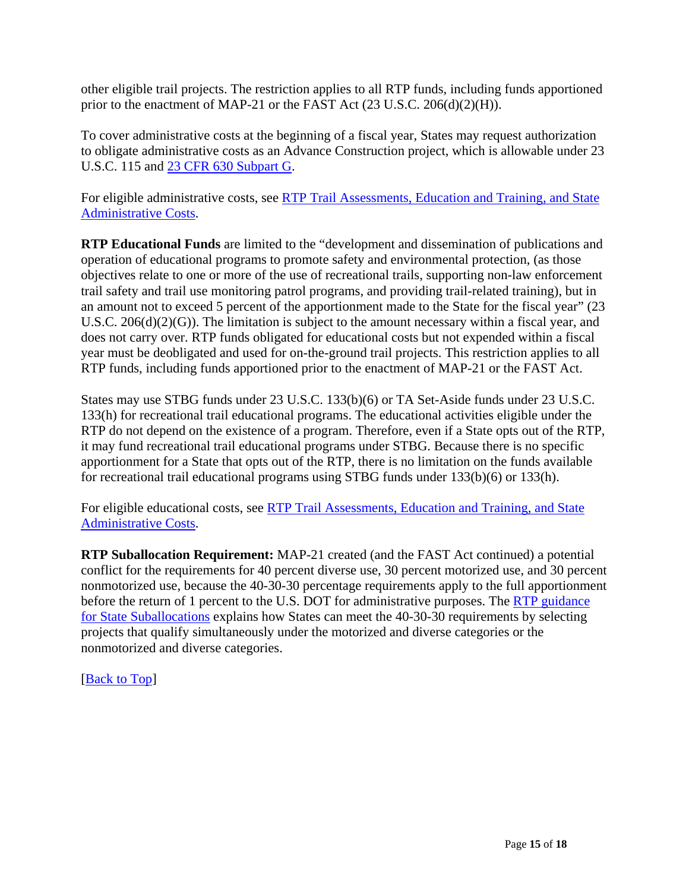other eligible trail projects. The restriction applies to all RTP funds, including funds apportioned prior to the enactment of MAP-21 or the FAST Act (23 U.S.C. 206(d)(2)(H)).

To cover administrative costs at the beginning of a fiscal year, States may request authorization to obligate administrative costs as an Advance Construction project, which is allowable under 23 U.S.C. 115 and 23 CFR 630 Subpart G.

For eligible administrative costs, see RTP Trail Assessments, Education and Training, and State Administrative Costs.

**RTP Educational Funds** are limited to the "development and dissemination of publications and operation of educational programs to promote safety and environmental protection, (as those objectives relate to one or more of the use of recreational trails, supporting non-law enforcement trail safety and trail use monitoring patrol programs, and providing trail-related training), but in an amount not to exceed 5 percent of the apportionment made to the State for the fiscal year" (23 U.S.C. 206(d)(2)(G)). The limitation is subject to the amount necessary within a fiscal year, and does not carry over. RTP funds obligated for educational costs but not expended within a fiscal year must be deobligated and used for on-the-ground trail projects. This restriction applies to all RTP funds, including funds apportioned prior to the enactment of MAP-21 or the FAST Act.

States may use STBG funds under 23 U.S.C. 133(b)(6) or TA Set-Aside funds under 23 U.S.C. 133(h) for recreational trail educational programs. The educational activities eligible under the RTP do not depend on the existence of a program. Therefore, even if a State opts out of the RTP, it may fund recreational trail educational programs under STBG. Because there is no specific apportionment for a State that opts out of the RTP, there is no limitation on the funds available for recreational trail educational programs using STBG funds under 133(b)(6) or 133(h).

For eligible educational costs, see RTP Trail Assessments, Education and Training, and State Administrative Costs.

**RTP Suballocation Requirement:** MAP-21 created (and the FAST Act continued) a potential conflict for the requirements for 40 percent diverse use, 30 percent motorized use, and 30 percent nonmotorized use, because the 40-30-30 percentage requirements apply to the full apportionment before the return of 1 percent to the U.S. DOT for administrative purposes. The RTP guidance for State Suballocations explains how States can meet the 40-30-30 requirements by selecting projects that qualify simultaneously under the motorized and diverse categories or the nonmotorized and diverse categories.

[Back to Top]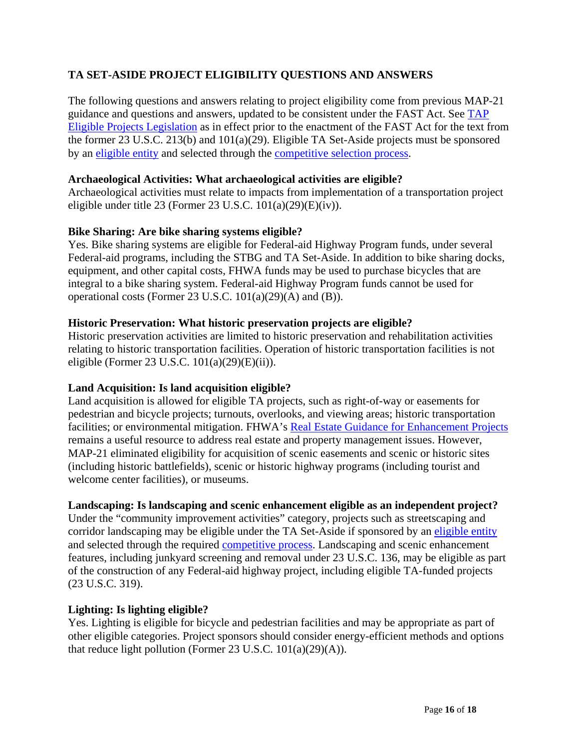## TA SET-ASIDE PROJECT ELIGIBILITY QUESTIONS AND ANSWERS

The following questions and answers relating to project eligibility come from previous MAP-21 guidance and questions and answers, updated to be consistent under the FAST Act. See TAP Eligible Projects Legislation as in effect prior to the enactment of the FAST Act for the text from the former 23 U.S.C. 213(b) and 101(a)(29). Eligible TA Set-Aside projects must be sponsored by an eligible entity and selected through the competitive selection process.

**Archaeological Activities: What archaeological activities are eligible?**
Archaeological activities must relate to impacts from implementation of a transportation project eligible under title 23 (Former 23 U.S.C. 101(a)(29)(E)(iv)).

**Bike Sharing: Are bike sharing systems eligible?**
Yes. Bike sharing systems are eligible for Federal-aid Highway Program funds, under several Federal-aid programs, including the STBG and TA Set-Aside. In addition to bike sharing docks, equipment, and other capital costs, FHWA funds may be used to purchase bicycles that are integral to a bike sharing system. Federal-aid Highway Program funds cannot be used for operational costs (Former 23 U.S.C. 101(a)(29)(A) and (B)).

**Historic Preservation: What historic preservation projects are eligible?**
Historic preservation activities are limited to historic preservation and rehabilitation activities relating to historic transportation facilities. Operation of historic transportation facilities is not eligible (Former 23 U.S.C. 101(a)(29)(E)(ii)).

**Land Acquisition: Is land acquisition eligible?**
Land acquisition is allowed for eligible TA projects, such as right-of-way or easements for pedestrian and bicycle projects; turnouts, overlooks, and viewing areas; historic transportation facilities; or environmental mitigation. FHWA's Real Estate Guidance for Enhancement Projects remains a useful resource to address real estate and property management issues. However, MAP-21 eliminated eligibility for acquisition of scenic easements and scenic or historic sites (including historic battlefields), scenic or historic highway programs (including tourist and welcome center facilities), or museums.

**Landscaping: Is landscaping and scenic enhancement eligible as an independent project?**
Under the "community improvement activities" category, projects such as streetscaping and corridor landscaping may be eligible under the TA Set-Aside if sponsored by an eligible entity and selected through the required competitive process. Landscaping and scenic enhancement features, including junkyard screening and removal under 23 U.S.C. 136, may be eligible as part of the construction of any Federal-aid highway project, including eligible TA-funded projects (23 U.S.C. 319).

**Lighting: Is lighting eligible?**
Yes. Lighting is eligible for bicycle and pedestrian facilities and may be appropriate as part of other eligible categories. Project sponsors should consider energy-efficient methods and options that reduce light pollution (Former 23 U.S.C. 101(a)(29)(A)).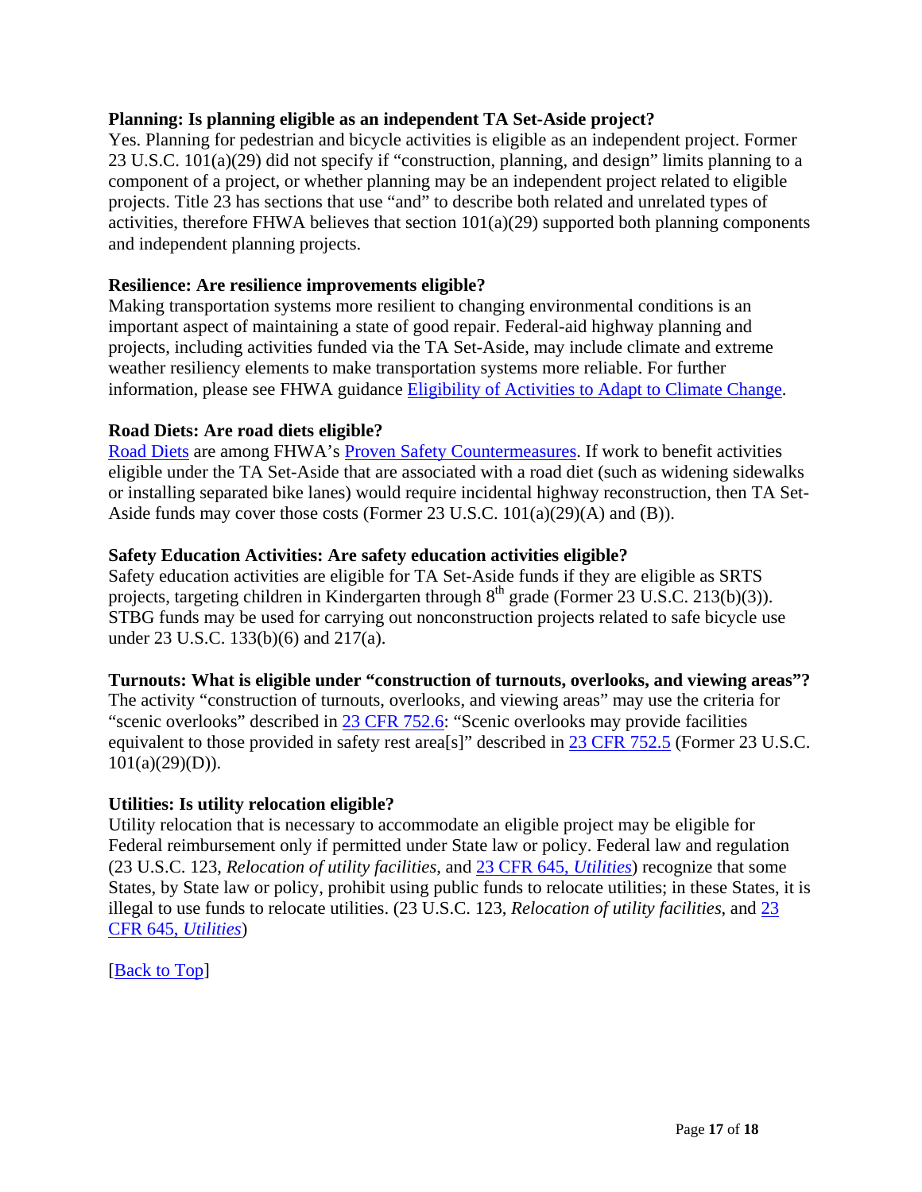**Planning: Is planning eligible as an independent TA Set-Aside project?**

Yes. Planning for pedestrian and bicycle activities is eligible as an independent project. Former 23 U.S.C. 101(a)(29) did not specify if "construction, planning, and design" limits planning to a component of a project, or whether planning may be an independent project related to eligible projects. Title 23 has sections that use "and" to describe both related and unrelated types of activities, therefore FHWA believes that section 101(a)(29) supported both planning components and independent planning projects.

**Resilience: Are resilience improvements eligible?**

Making transportation systems more resilient to changing environmental conditions is an important aspect of maintaining a state of good repair. Federal-aid highway planning and projects, including activities funded via the TA Set-Aside, may include climate and extreme weather resiliency elements to make transportation systems more reliable. For further information, please see FHWA guidance Eligibility of Activities to Adapt to Climate Change.

**Road Diets: Are road diets eligible?**

Road Diets are among FHWA's Proven Safety Countermeasures. If work to benefit activities eligible under the TA Set-Aside that are associated with a road diet (such as widening sidewalks or installing separated bike lanes) would require incidental highway reconstruction, then TA Set-Aside funds may cover those costs (Former 23 U.S.C. 101(a)(29)(A) and (B)).

**Safety Education Activities: Are safety education activities eligible?**

Safety education activities are eligible for TA Set-Aside funds if they are eligible as SRTS projects, targeting children in Kindergarten through 8th grade (Former 23 U.S.C. 213(b)(3)). STBG funds may be used for carrying out nonconstruction projects related to safe bicycle use under 23 U.S.C. 133(b)(6) and 217(a).

**Turnouts: What is eligible under "construction of turnouts, overlooks, and viewing areas"?**

The activity "construction of turnouts, overlooks, and viewing areas" may use the criteria for "scenic overlooks" described in 23 CFR 752.6: "Scenic overlooks may provide facilities equivalent to those provided in safety rest area[s]" described in 23 CFR 752.5 (Former 23 U.S.C. 101(a)(29)(D)).

**Utilities: Is utility relocation eligible?**

Utility relocation that is necessary to accommodate an eligible project may be eligible for Federal reimbursement only if permitted under State law or policy. Federal law and regulation (23 U.S.C. 123, *Relocation of utility facilities*, and 23 CFR 645, *Utilities*) recognize that some States, by State law or policy, prohibit using public funds to relocate utilities; in these States, it is illegal to use funds to relocate utilities. (23 U.S.C. 123, *Relocation of utility facilities*, and 23 CFR 645, *Utilities*)

[Back to Top]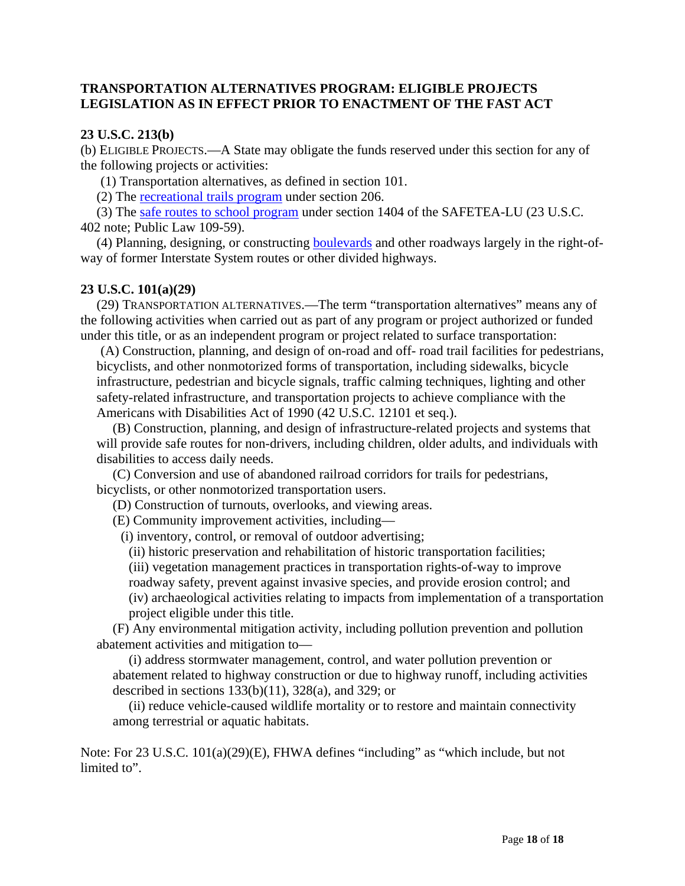## TRANSPORTATION ALTERNATIVES PROGRAM: ELIGIBLE PROJECTS LEGISLATION AS IN EFFECT PRIOR TO ENACTMENT OF THE FAST ACT

**23 U.S.C. 213(b)**

(b) ELIGIBLE PROJECTS.—A State may obligate the funds reserved under this section for any of the following projects or activities:

(1) Transportation alternatives, as defined in section 101.

(2) The recreational trails program under section 206.

(3) The safe routes to school program under section 1404 of the SAFETEA-LU (23 U.S.C. 402 note; Public Law 109-59).

(4) Planning, designing, or constructing boulevards and other roadways largely in the right-of-way of former Interstate System routes or other divided highways.

**23 U.S.C. 101(a)(29)**

(29) TRANSPORTATION ALTERNATIVES.—The term "transportation alternatives" means any of the following activities when carried out as part of any program or project authorized or funded under this title, or as an independent program or project related to surface transportation:

(A) Construction, planning, and design of on-road and off- road trail facilities for pedestrians, bicyclists, and other nonmotorized forms of transportation, including sidewalks, bicycle infrastructure, pedestrian and bicycle signals, traffic calming techniques, lighting and other safety-related infrastructure, and transportation projects to achieve compliance with the Americans with Disabilities Act of 1990 (42 U.S.C. 12101 et seq.).

(B) Construction, planning, and design of infrastructure-related projects and systems that will provide safe routes for non-drivers, including children, older adults, and individuals with disabilities to access daily needs.

(C) Conversion and use of abandoned railroad corridors for trails for pedestrians, bicyclists, or other nonmotorized transportation users.

(D) Construction of turnouts, overlooks, and viewing areas.

(E) Community improvement activities, including—

(i) inventory, control, or removal of outdoor advertising;

(ii) historic preservation and rehabilitation of historic transportation facilities;

(iii) vegetation management practices in transportation rights-of-way to improve roadway safety, prevent against invasive species, and provide erosion control; and

(iv) archaeological activities relating to impacts from implementation of a transportation project eligible under this title.

(F) Any environmental mitigation activity, including pollution prevention and pollution abatement activities and mitigation to—

(i) address stormwater management, control, and water pollution prevention or abatement related to highway construction or due to highway runoff, including activities described in sections 133(b)(11), 328(a), and 329; or

(ii) reduce vehicle-caused wildlife mortality or to restore and maintain connectivity among terrestrial or aquatic habitats.

Note: For 23 U.S.C. 101(a)(29)(E), FHWA defines "including" as "which include, but not limited to".